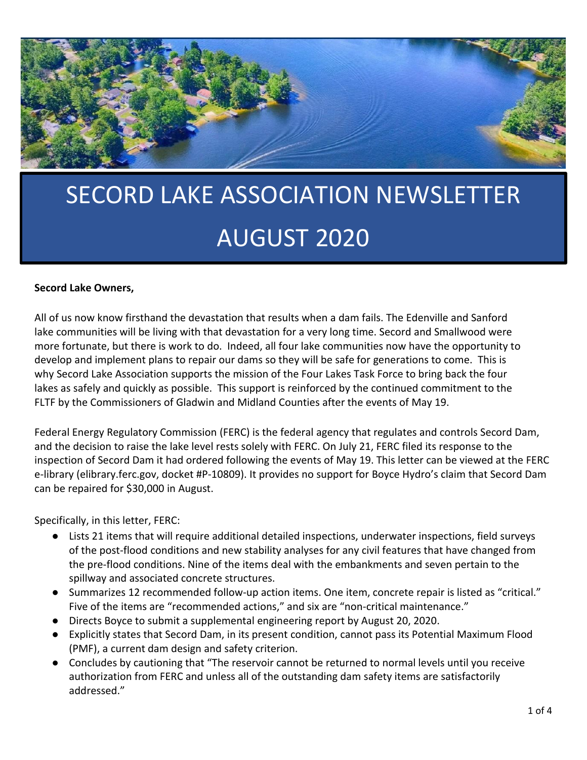# SECORD LAKE ASSOCIATION NEWSLETTER

# AUGUST 2020

**Secord Lake Owners,**

All of us now know firsthand the devastation that results when a dam fails. The Edenville and Sanford lake communities will be living with that devastation for a very long time. Secord and Smallwood were more fortunate, but there is work to do. Indeed, all four lake communities now have the opportunity to develop and implement plans to repair our dams so they will be safe for generations to come. This is why Secord Lake Association supports the mission of the Four Lakes Task Force to bring back the four lakes as safely and quickly as possible. This support is reinforced by the continued commitment to the FLTF by the Commissioners of Gladwin and Midland Counties after the events of May 19.

Federal Energy Regulatory Commission (FERC) is the federal agency that regulates and controls Secord Dam, and the decision to raise the lake level rests solely with FERC. On July 21, FERC filed its response to the inspection of Secord Dam it had ordered following the events of May 19. This letter can be viewed at the FERC e-library (elibrary.ferc.gov, docket #P-10809). It provides no support for Boyce Hydro's claim that Secord Dam can be repaired for $30,000 in August.

Specifically, in this letter, FERC:

- Lists 21 items that will require additional detailed inspections, underwater inspections, field surveys of the post-flood conditions and new stability analyses for any civil features that have changed from the pre-flood conditions. Nine of the items deal with the embankments and seven pertain to the spillway and associated concrete structures.
- Summarizes 12 recommended follow-up action items. One item, concrete repair is listed as "critical." Five of the items are "recommended actions," and six are "non-critical maintenance."
- Directs Boyce to submit a supplemental engineering report by August 20, 2020.
- Explicitly states that Secord Dam, in its present condition, cannot pass its Potential Maximum Flood (PMF), a current dam design and safety criterion.
- Concludes by cautioning that "The reservoir cannot be returned to normal levels until you receive authorization from FERC and unless all of the outstanding dam safety items are satisfactorily addressed."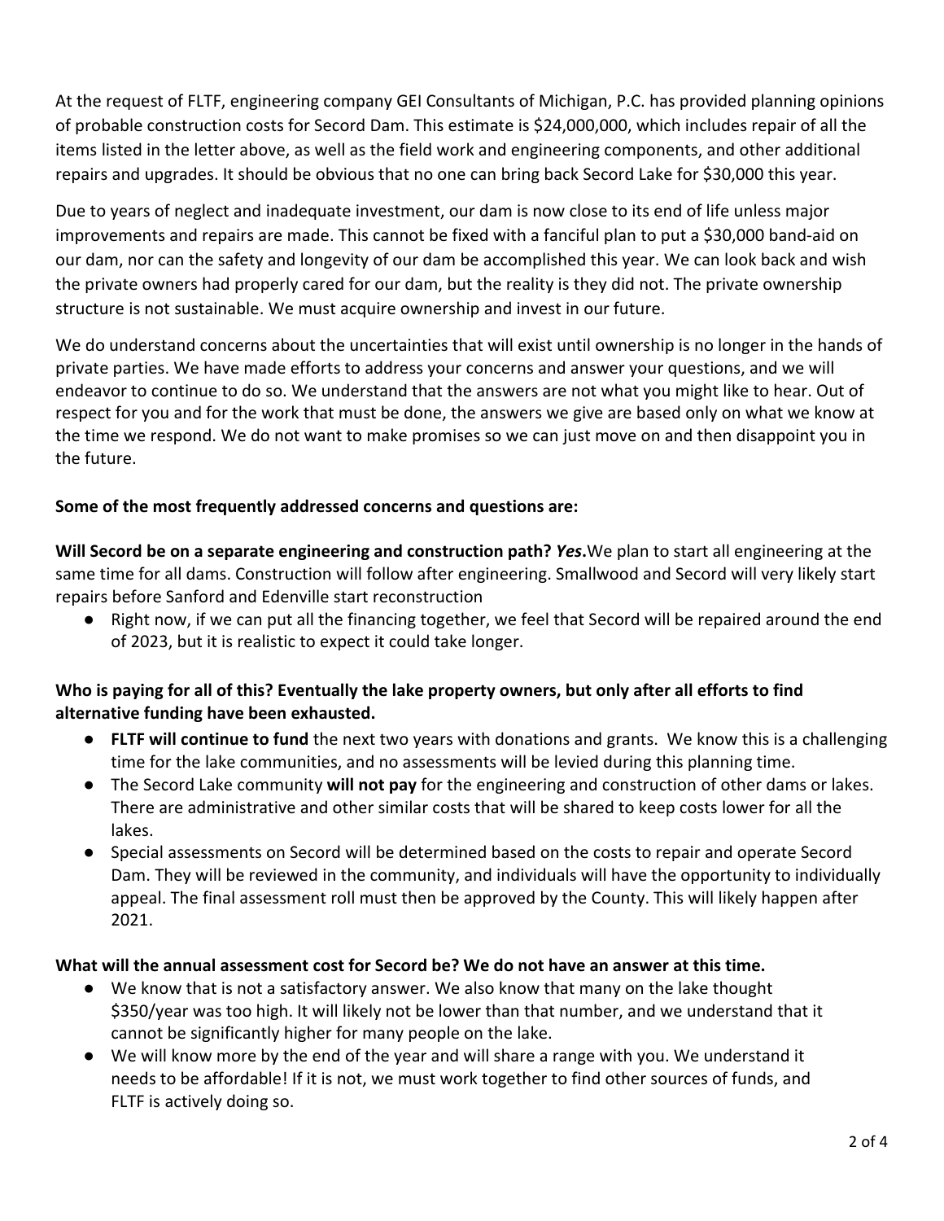At the request of FLTF, engineering company GEI Consultants of Michigan, P.C. has provided planning opinions of probable construction costs for Secord Dam. This estimate is $24,000,000, which includes repair of all the items listed in the letter above, as well as the field work and engineering components, and other additional repairs and upgrades. It should be obvious that no one can bring back Secord Lake for $30,000 this year.

Due to years of neglect and inadequate investment, our dam is now close to its end of life unless major improvements and repairs are made. This cannot be fixed with a fanciful plan to put a $30,000 band-aid on our dam, nor can the safety and longevity of our dam be accomplished this year. We can look back and wish the private owners had properly cared for our dam, but the reality is they did not. The private ownership structure is not sustainable. We must acquire ownership and invest in our future.

We do understand concerns about the uncertainties that will exist until ownership is no longer in the hands of private parties. We have made efforts to address your concerns and answer your questions, and we will endeavor to continue to do so. We understand that the answers are not what you might like to hear. Out of respect for you and for the work that must be done, the answers we give are based only on what we know at the time we respond. We do not want to make promises so we can just move on and then disappoint you in the future.

**Some of the most frequently addressed concerns and questions are:**

**Will Secord be on a separate engineering and construction path? *Yes*.**We plan to start all engineering at the same time for all dams. Construction will follow after engineering. Smallwood and Secord will very likely start repairs before Sanford and Edenville start reconstruction

- Right now, if we can put all the financing together, we feel that Secord will be repaired around the end of 2023, but it is realistic to expect it could take longer.

**Who is paying for all of this? Eventually the lake property owners, but only after all efforts to find alternative funding have been exhausted.**

- **FLTF will continue to fund** the next two years with donations and grants. We know this is a challenging time for the lake communities, and no assessments will be levied during this planning time.
- The Secord Lake community **will not pay** for the engineering and construction of other dams or lakes. There are administrative and other similar costs that will be shared to keep costs lower for all the lakes.
- Special assessments on Secord will be determined based on the costs to repair and operate Secord Dam. They will be reviewed in the community, and individuals will have the opportunity to individually appeal. The final assessment roll must then be approved by the County. This will likely happen after 2021.

**What will the annual assessment cost for Secord be? We do not have an answer at this time.**

- We know that is not a satisfactory answer. We also know that many on the lake thought $350/year was too high. It will likely not be lower than that number, and we understand that it cannot be significantly higher for many people on the lake.
- We will know more by the end of the year and will share a range with you. We understand it needs to be affordable! If it is not, we must work together to find other sources of funds, and FLTF is actively doing so.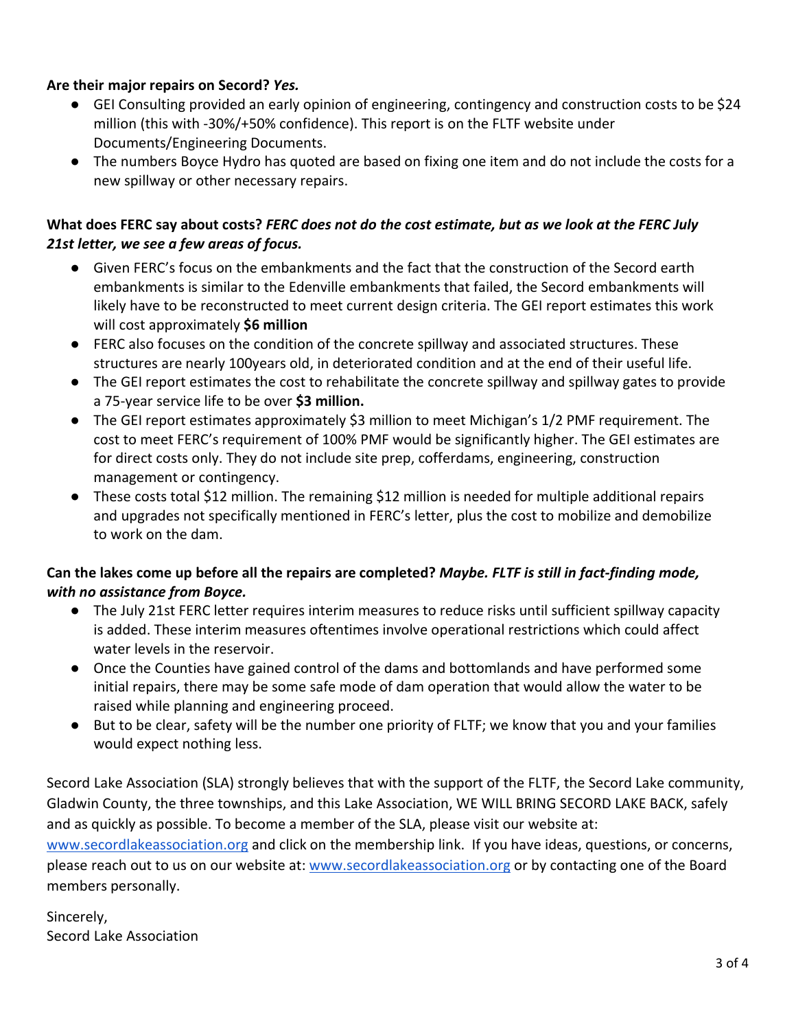**Are their major repairs on Secord?** ***Yes.***

- GEI Consulting provided an early opinion of engineering, contingency and construction costs to be $24 million (this with -30%/+50% confidence). This report is on the FLTF website under Documents/Engineering Documents.
- The numbers Boyce Hydro has quoted are based on fixing one item and do not include the costs for a new spillway or other necessary repairs.

**What does FERC say about costs?** ***FERC does not do the cost estimate, but as we look at the FERC July 21st letter, we see a few areas of focus.***

- Given FERC's focus on the embankments and the fact that the construction of the Secord earth embankments is similar to the Edenville embankments that failed, the Secord embankments will likely have to be reconstructed to meet current design criteria. The GEI report estimates this work will cost approximately **$6 million**
- FERC also focuses on the condition of the concrete spillway and associated structures. These structures are nearly 100years old, in deteriorated condition and at the end of their useful life.
- The GEI report estimates the cost to rehabilitate the concrete spillway and spillway gates to provide a 75-year service life to be over **$3 million.**
- The GEI report estimates approximately $3 million to meet Michigan's 1/2 PMF requirement. The cost to meet FERC's requirement of 100% PMF would be significantly higher. The GEI estimates are for direct costs only. They do not include site prep, cofferdams, engineering, construction management or contingency.
- These costs total $12 million. The remaining $12 million is needed for multiple additional repairs and upgrades not specifically mentioned in FERC's letter, plus the cost to mobilize and demobilize to work on the dam.

**Can the lakes come up before all the repairs are completed?** ***Maybe. FLTF is still in fact-finding mode, with no assistance from Boyce.***

- The July 21st FERC letter requires interim measures to reduce risks until sufficient spillway capacity is added. These interim measures oftentimes involve operational restrictions which could affect water levels in the reservoir.
- Once the Counties have gained control of the dams and bottomlands and have performed some initial repairs, there may be some safe mode of dam operation that would allow the water to be raised while planning and engineering proceed.
- But to be clear, safety will be the number one priority of FLTF; we know that you and your families would expect nothing less.

Secord Lake Association (SLA) strongly believes that with the support of the FLTF, the Secord Lake community, Gladwin County, the three townships, and this Lake Association, WE WILL BRING SECORD LAKE BACK, safely and as quickly as possible. To become a member of the SLA, please visit our website at: [www.secordlakeassociation.org](www.secordlakeassociation.org) and click on the membership link. If you have ideas, questions, or concerns, please reach out to us on our website at: [www.secordlakeassociation.org](www.secordlakeassociation.org) or by contacting one of the Board members personally.

Sincerely,
Secord Lake Association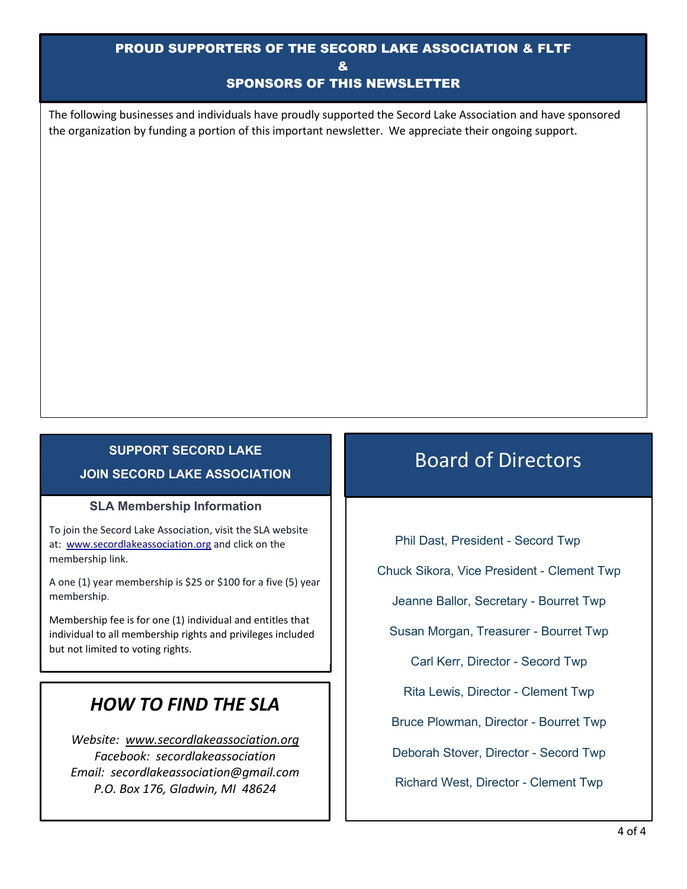## PROUD SUPPORTERS OF THE SECORD LAKE ASSOCIATION & FLTF

## &

## SPONSORS OF THIS NEWSLETTER

The following businesses and individuals have proudly supported the Secord Lake Association and have sponsored the organization by funding a portion of this important newsletter. We appreciate their ongoing support.

## SUPPORT SECORD LAKE

## JOIN SECORD LAKE ASSOCIATION

### SLA Membership Information

To join the Secord Lake Association, visit the SLA website at: [www.secordlakeassociation.org](http://www.secordlakeassociation.org) and click on the membership link.

A one (1) year membership is $25 or $100 for a five (5) year membership.

Membership fee is for one (1) individual and entitles that individual to all membership rights and privileges included but not limited to voting rights.

## *HOW TO FIND THE SLA*

*Website: [www.secordlakeassociation.org](http://www.secordlakeassociation.org)*
*Facebook: secordlakeassociation*
*Email: secordlakeassociation@gmail.com*
*P.O. Box 176, Gladwin, MI 48624*

## Board of Directors

Phil Dast, President - Secord Twp

Chuck Sikora, Vice President - Clement Twp

Jeanne Ballor, Secretary - Bourret Twp

Susan Morgan, Treasurer - Bourret Twp

Carl Kerr, Director - Secord Twp

Rita Lewis, Director - Clement Twp

Bruce Plowman, Director - Bourret Twp

Deborah Stover, Director - Secord Twp

Richard West, Director - Clement Twp